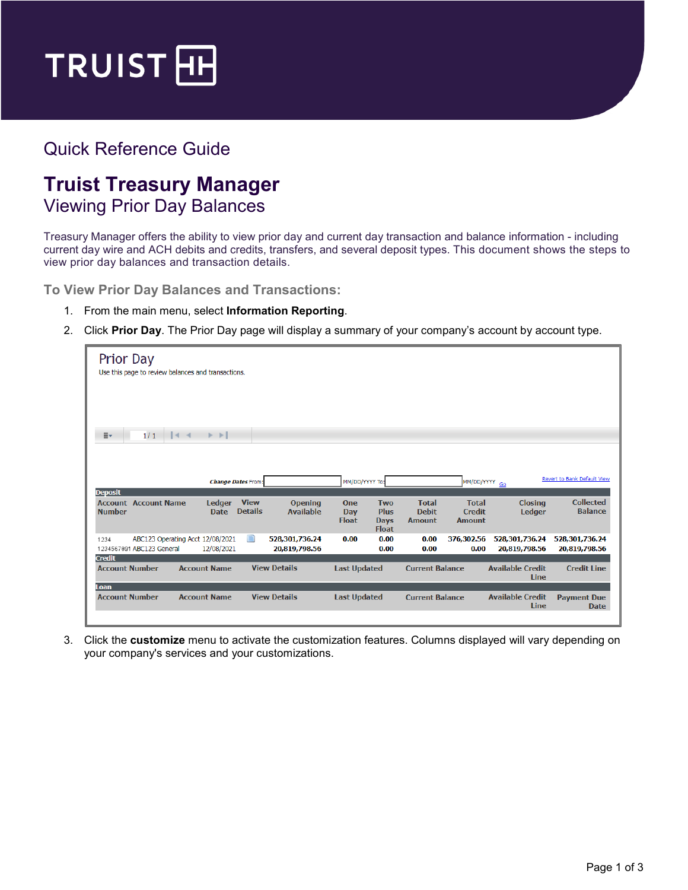TRUIST

# Quick Reference Guide

# Truist Treasury Manager

## Viewing Prior Day Balances

Treasury Manager offers the ability to view prior day and current day transaction and balance information - including current day wire and ACH debits and credits, transfers, and several deposit types. This document shows the steps to view prior day balances and transaction details.

### To View Prior Day Balances and Transactions:

1. From the main menu, select **Information Reporting**.
2. Click **Prior Day**. The Prior Day page will display a summary of your company's account by account type.

Prior Day

Use this page to review balances and transactions.

Change Dates From: MM/DD/YYYY To: MM/DD/YYYY Go — Revert to Bank Default View

**Deposit**

| Account Number | Account Name | Ledger Date | View Details | Opening Available | One Day Float | Two Plus Days Float | Total Debit Amount | Total Credit Amount | Closing Ledger | Collected Balance |
|---|---|---|---|---|---|---|---|---|---|---|
| 1234 | ABC123 Operating Acct | 12/08/2021 | | 528,301,736.24 | 0.00 | 0.00 | 0.00 | 376,302.56 | 528,301,736.24 | 528,301,736.24 |
| 1234567891 | ABC123 General | 12/08/2021 | | 20,819,798.56 | | 0.00 | 0.00 | 0.00 | 20,819,798.56 | 20,819,798.56 |

**Credit**

| Account Number | Account Name | View Details | Last Updated | Current Balance | Available Credit Line | Credit Line |
|---|---|---|---|---|---|---|

**Loan**

| Account Number | Account Name | View Details | Last Updated | Current Balance | Available Credit Line | Payment Due Date |
|---|---|---|---|---|---|---|

3. Click the **customize** menu to activate the customization features. Columns displayed will vary depending on your company's services and your customizations.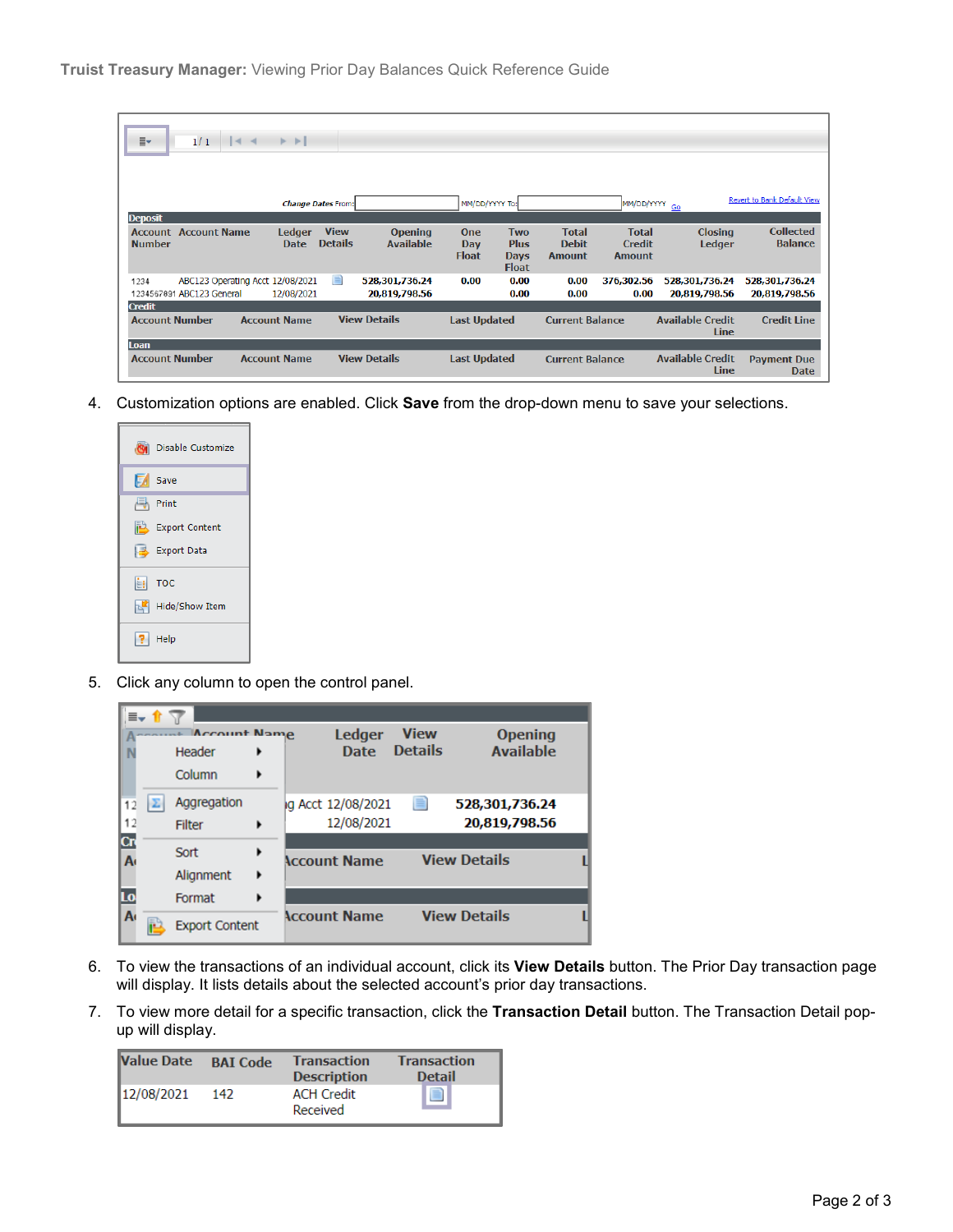4. Customization options are enabled. Click **Save** from the drop-down menu to save your selections.

5. Click any column to open the control panel.

6. To view the transactions of an individual account, click its **View Details** button. The Prior Day transaction page will display. It lists details about the selected account's prior day transactions.

7. To view more detail for a specific transaction, click the **Transaction Detail** button. The Transaction Detail pop-up will display.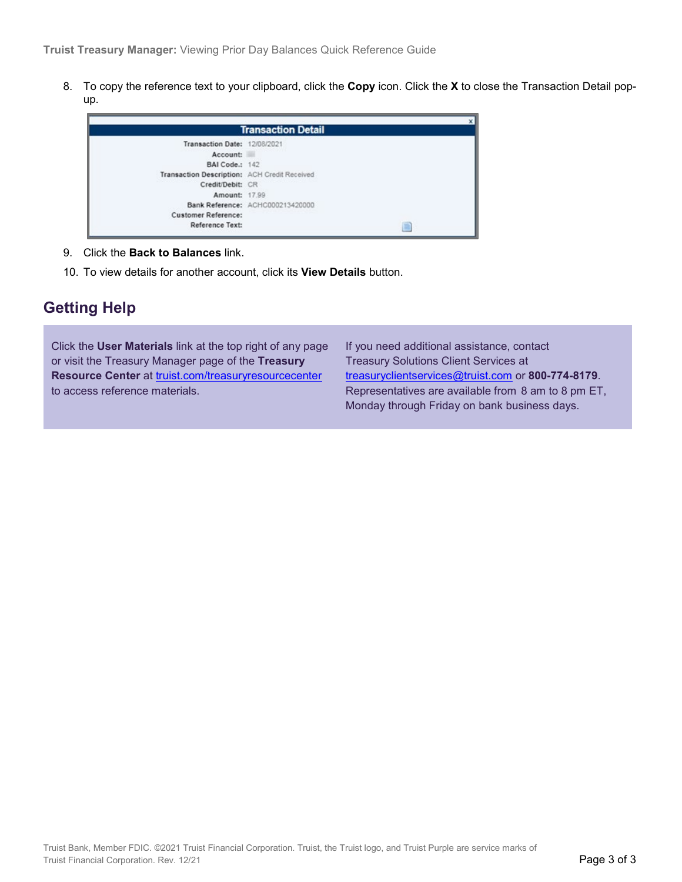8. To copy the reference text to your clipboard, click the **Copy** icon. Click the **X** to close the Transaction Detail pop-up.

9. Click the **Back to Balances** link.
10. To view details for another account, click its **View Details** button.

## Getting Help

Click the **User Materials** link at the top right of any page or visit the Treasury Manager page of the **Treasury Resource Center** at truist.com/treasuryresourcecenter to access reference materials.

If you need additional assistance, contact Treasury Solutions Client Services at treasuryclientservices@truist.com or **800-774-8179**. Representatives are available from 8 am to 8 pm ET, Monday through Friday on bank business days.

Truist Bank, Member FDIC. ©2021 Truist Financial Corporation. Truist, the Truist logo, and Truist Purple are service marks of Truist Financial Corporation. Rev. 12/21